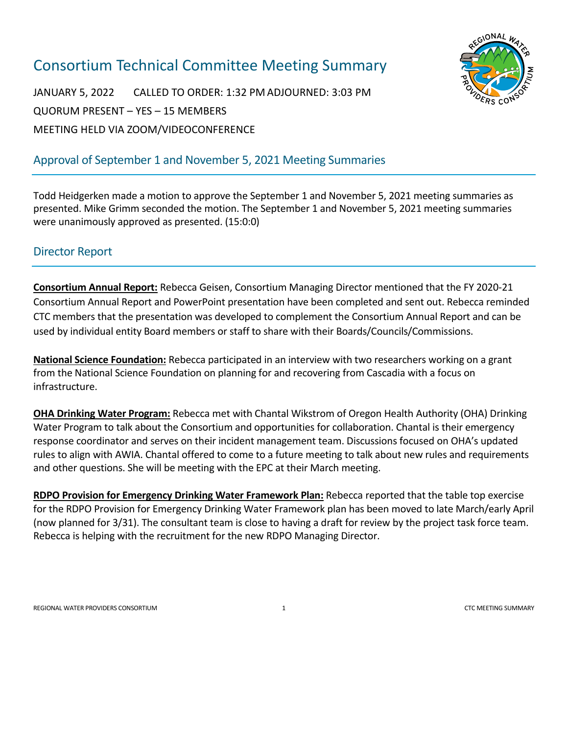# Consortium Technical Committee Meeting Summary

JANUARY 5, 2022 CALLED TO ORDER: 1:32 PM ADJOURNED: 3:03 PM

QUORUM PRESENT – YES – 15 MEMBERS

MEETING HELD VIA ZOOM/VIDEOCONFERENCE

## Approval of September 1 and November 5, 2021 Meeting Summaries

Todd Heidgerken made a motion to approve the September 1 and November 5, 2021 meeting summaries as presented. Mike Grimm seconded the motion. The September 1 and November 5, 2021 meeting summaries were unanimously approved as presented. (15:0:0)

## Director Report

**Consortium Annual Report:** Rebecca Geisen, Consortium Managing Director mentioned that the FY 2020-21 Consortium Annual Report and PowerPoint presentation have been completed and sent out. Rebecca reminded CTC members that the presentation was developed to complement the Consortium Annual Report and can be used by individual entity Board members or staff to share with their Boards/Councils/Commissions.

**National Science Foundation:** Rebecca participated in an interview with two researchers working on a grant from the National Science Foundation on planning for and recovering from Cascadia with a focus on infrastructure.

**OHA Drinking Water Program:** Rebecca met with Chantal Wikstrom of Oregon Health Authority (OHA) Drinking Water Program to talk about the Consortium and opportunities for collaboration. Chantal is their emergency response coordinator and serves on their incident management team. Discussions focused on OHA's updated rules to align with AWIA. Chantal offered to come to a future meeting to talk about new rules and requirements and other questions. She will be meeting with the EPC at their March meeting.

**RDPO Provision for Emergency Drinking Water Framework Plan:** Rebecca reported that the table top exercise for the RDPO Provision for Emergency Drinking Water Framework plan has been moved to late March/early April (now planned for 3/31). The consultant team is close to having a draft for review by the project task force team. Rebecca is helping with the recruitment for the new RDPO Managing Director.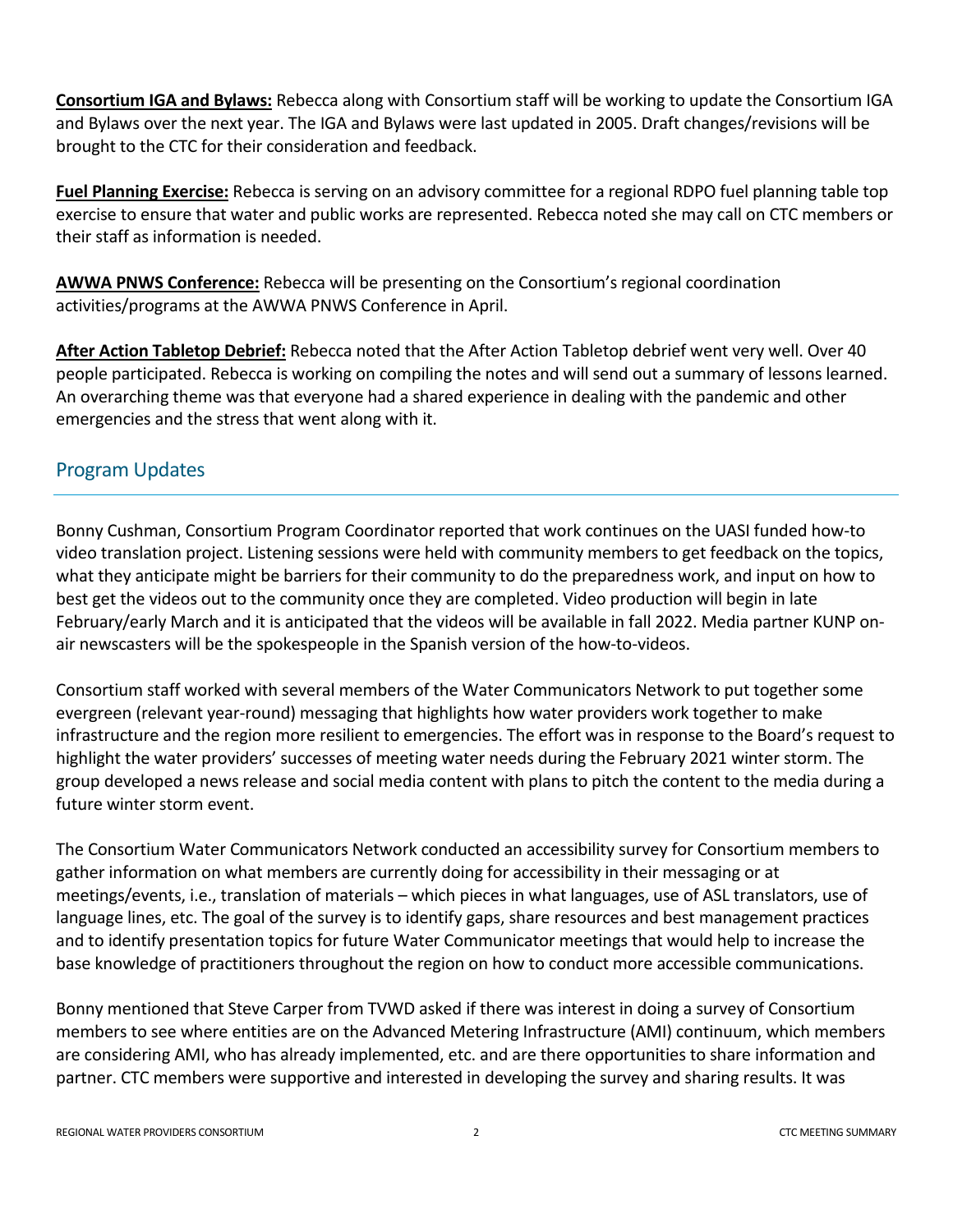**Consortium IGA and Bylaws:** Rebecca along with Consortium staff will be working to update the Consortium IGA and Bylaws over the next year. The IGA and Bylaws were last updated in 2005. Draft changes/revisions will be brought to the CTC for their consideration and feedback.

**Fuel Planning Exercise:** Rebecca is serving on an advisory committee for a regional RDPO fuel planning table top exercise to ensure that water and public works are represented. Rebecca noted she may call on CTC members or their staff as information is needed.

**AWWA PNWS Conference:** Rebecca will be presenting on the Consortium's regional coordination activities/programs at the AWWA PNWS Conference in April.

**After Action Tabletop Debrief:** Rebecca noted that the After Action Tabletop debrief went very well. Over 40 people participated. Rebecca is working on compiling the notes and will send out a summary of lessons learned. An overarching theme was that everyone had a shared experience in dealing with the pandemic and other emergencies and the stress that went along with it.

## Program Updates

Bonny Cushman, Consortium Program Coordinator reported that work continues on the UASI funded how-to video translation project. Listening sessions were held with community members to get feedback on the topics, what they anticipate might be barriers for their community to do the preparedness work, and input on how to best get the videos out to the community once they are completed. Video production will begin in late February/early March and it is anticipated that the videos will be available in fall 2022. Media partner KUNP on-air newscasters will be the spokespeople in the Spanish version of the how-to-videos.

Consortium staff worked with several members of the Water Communicators Network to put together some evergreen (relevant year-round) messaging that highlights how water providers work together to make infrastructure and the region more resilient to emergencies. The effort was in response to the Board's request to highlight the water providers' successes of meeting water needs during the February 2021 winter storm. The group developed a news release and social media content with plans to pitch the content to the media during a future winter storm event.

The Consortium Water Communicators Network conducted an accessibility survey for Consortium members to gather information on what members are currently doing for accessibility in their messaging or at meetings/events, i.e., translation of materials – which pieces in what languages, use of ASL translators, use of language lines, etc. The goal of the survey is to identify gaps, share resources and best management practices and to identify presentation topics for future Water Communicator meetings that would help to increase the base knowledge of practitioners throughout the region on how to conduct more accessible communications.

Bonny mentioned that Steve Carper from TVWD asked if there was interest in doing a survey of Consortium members to see where entities are on the Advanced Metering Infrastructure (AMI) continuum, which members are considering AMI, who has already implemented, etc. and are there opportunities to share information and partner. CTC members were supportive and interested in developing the survey and sharing results. It was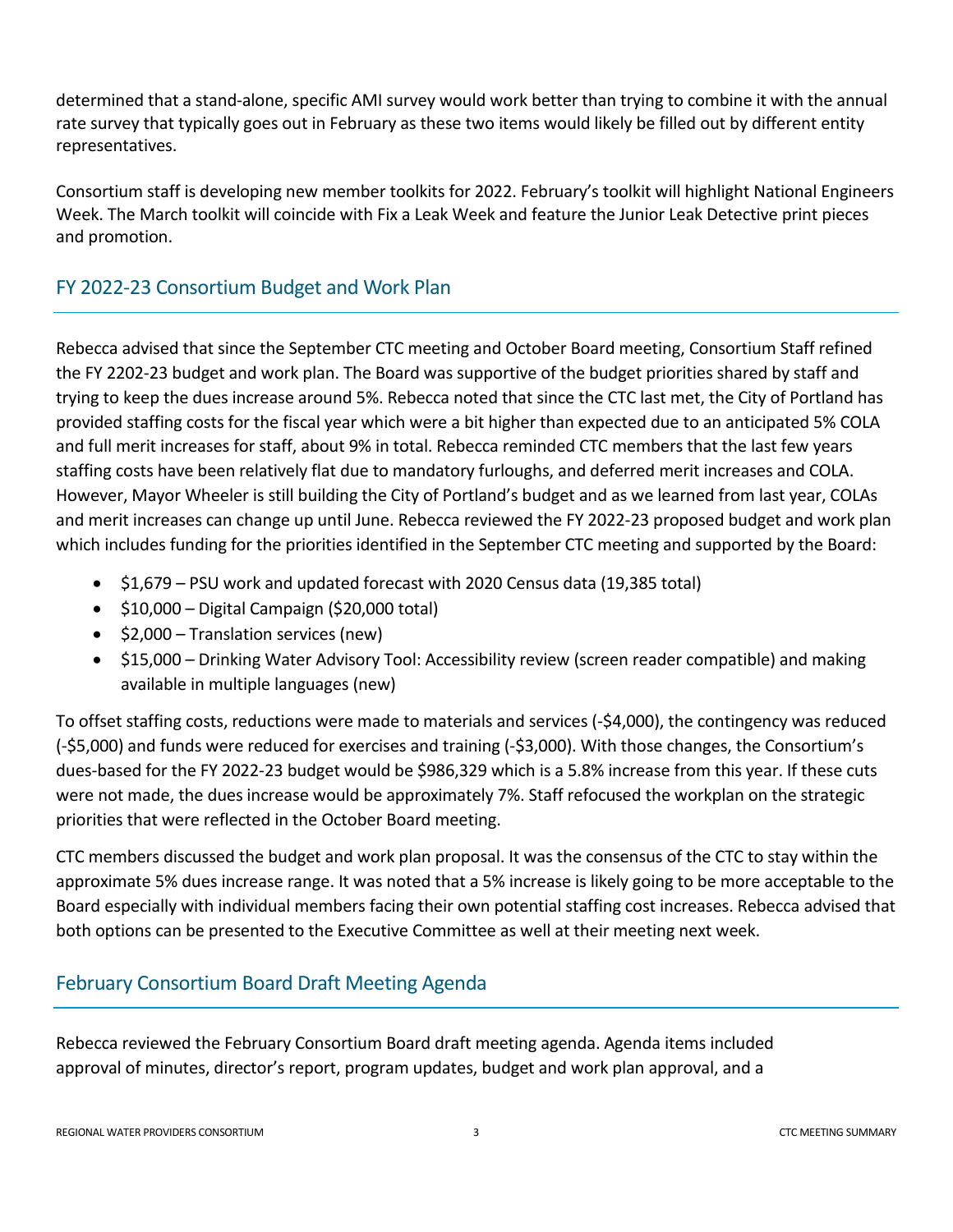determined that a stand-alone, specific AMI survey would work better than trying to combine it with the annual rate survey that typically goes out in February as these two items would likely be filled out by different entity representatives.

Consortium staff is developing new member toolkits for 2022. February's toolkit will highlight National Engineers Week. The March toolkit will coincide with Fix a Leak Week and feature the Junior Leak Detective print pieces and promotion.

## FY 2022-23 Consortium Budget and Work Plan

Rebecca advised that since the September CTC meeting and October Board meeting, Consortium Staff refined the FY 2202-23 budget and work plan. The Board was supportive of the budget priorities shared by staff and trying to keep the dues increase around 5%. Rebecca noted that since the CTC last met, the City of Portland has provided staffing costs for the fiscal year which were a bit higher than expected due to an anticipated 5% COLA and full merit increases for staff, about 9% in total. Rebecca reminded CTC members that the last few years staffing costs have been relatively flat due to mandatory furloughs, and deferred merit increases and COLA. However, Mayor Wheeler is still building the City of Portland's budget and as we learned from last year, COLAs and merit increases can change up until June. Rebecca reviewed the FY 2022-23 proposed budget and work plan which includes funding for the priorities identified in the September CTC meeting and supported by the Board:

- $1,679 – PSU work and updated forecast with 2020 Census data (19,385 total)
- $10,000 – Digital Campaign ($20,000 total)
- $2,000 – Translation services (new)
- $15,000 – Drinking Water Advisory Tool: Accessibility review (screen reader compatible) and making available in multiple languages (new)

To offset staffing costs, reductions were made to materials and services (-$4,000), the contingency was reduced (-$5,000) and funds were reduced for exercises and training (-$3,000). With those changes, the Consortium's dues-based for the FY 2022-23 budget would be $986,329 which is a 5.8% increase from this year. If these cuts were not made, the dues increase would be approximately 7%. Staff refocused the workplan on the strategic priorities that were reflected in the October Board meeting.

CTC members discussed the budget and work plan proposal. It was the consensus of the CTC to stay within the approximate 5% dues increase range. It was noted that a 5% increase is likely going to be more acceptable to the Board especially with individual members facing their own potential staffing cost increases. Rebecca advised that both options can be presented to the Executive Committee as well at their meeting next week.

## February Consortium Board Draft Meeting Agenda

Rebecca reviewed the February Consortium Board draft meeting agenda. Agenda items included approval of minutes, director's report, program updates, budget and work plan approval, and a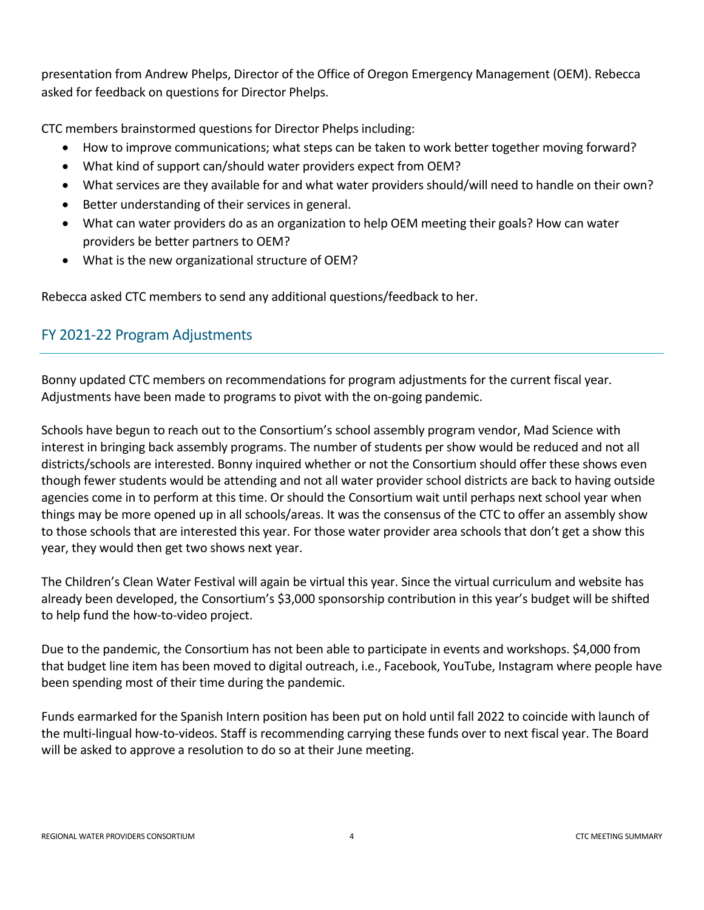presentation from Andrew Phelps, Director of the Office of Oregon Emergency Management (OEM). Rebecca asked for feedback on questions for Director Phelps.

CTC members brainstormed questions for Director Phelps including:

- How to improve communications; what steps can be taken to work better together moving forward?
- What kind of support can/should water providers expect from OEM?
- What services are they available for and what water providers should/will need to handle on their own?
- Better understanding of their services in general.
- What can water providers do as an organization to help OEM meeting their goals? How can water providers be better partners to OEM?
- What is the new organizational structure of OEM?

Rebecca asked CTC members to send any additional questions/feedback to her.

## FY 2021-22 Program Adjustments

Bonny updated CTC members on recommendations for program adjustments for the current fiscal year. Adjustments have been made to programs to pivot with the on-going pandemic.

Schools have begun to reach out to the Consortium's school assembly program vendor, Mad Science with interest in bringing back assembly programs. The number of students per show would be reduced and not all districts/schools are interested. Bonny inquired whether or not the Consortium should offer these shows even though fewer students would be attending and not all water provider school districts are back to having outside agencies come in to perform at this time. Or should the Consortium wait until perhaps next school year when things may be more opened up in all schools/areas. It was the consensus of the CTC to offer an assembly show to those schools that are interested this year. For those water provider area schools that don't get a show this year, they would then get two shows next year.

The Children's Clean Water Festival will again be virtual this year. Since the virtual curriculum and website has already been developed, the Consortium's $3,000 sponsorship contribution in this year's budget will be shifted to help fund the how-to-video project.

Due to the pandemic, the Consortium has not been able to participate in events and workshops. $4,000 from that budget line item has been moved to digital outreach, i.e., Facebook, YouTube, Instagram where people have been spending most of their time during the pandemic.

Funds earmarked for the Spanish Intern position has been put on hold until fall 2022 to coincide with launch of the multi-lingual how-to-videos. Staff is recommending carrying these funds over to next fiscal year. The Board will be asked to approve a resolution to do so at their June meeting.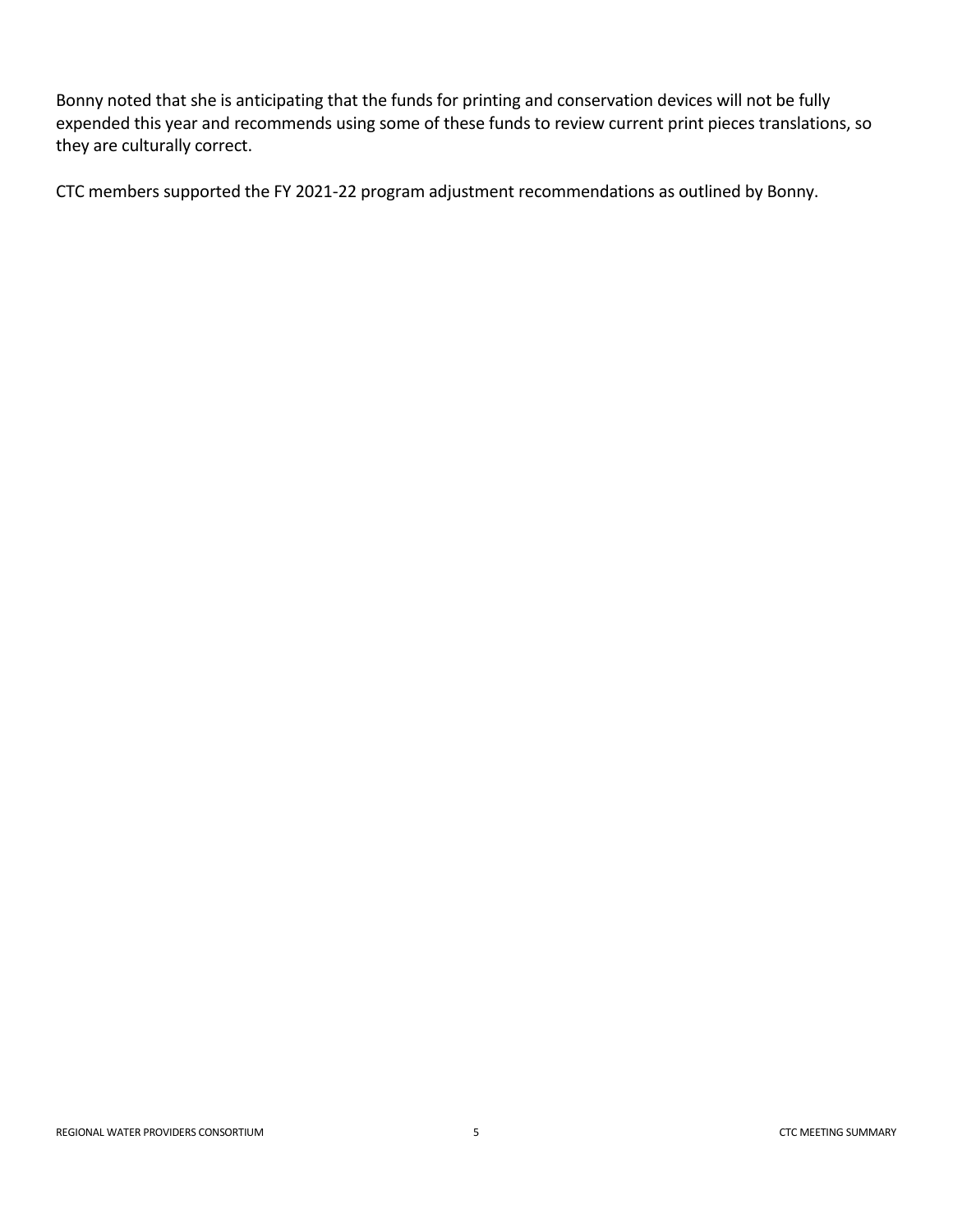Bonny noted that she is anticipating that the funds for printing and conservation devices will not be fully expended this year and recommends using some of these funds to review current print pieces translations, so they are culturally correct.

CTC members supported the FY 2021-22 program adjustment recommendations as outlined by Bonny.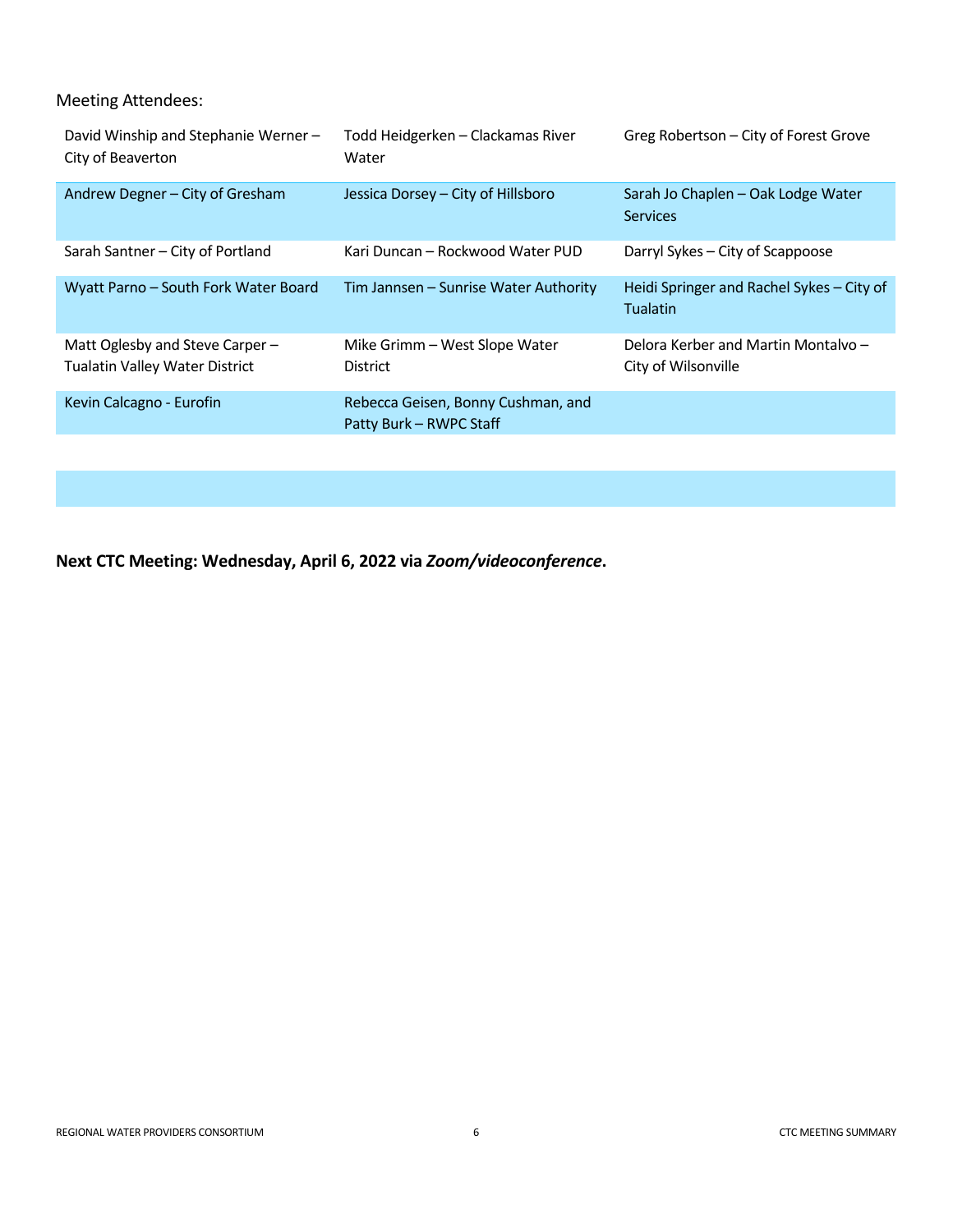Meeting Attendees:

| | | |
|---|---|---|
| David Winship and Stephanie Werner – City of Beaverton | Todd Heidgerken – Clackamas River Water | Greg Robertson – City of Forest Grove |
| Andrew Degner – City of Gresham | Jessica Dorsey – City of Hillsboro | Sarah Jo Chaplen – Oak Lodge Water Services |
| Sarah Santner – City of Portland | Kari Duncan – Rockwood Water PUD | Darryl Sykes – City of Scappoose |
| Wyatt Parno – South Fork Water Board | Tim Jannsen – Sunrise Water Authority | Heidi Springer and Rachel Sykes – City of Tualatin |
| Matt Oglesby and Steve Carper – Tualatin Valley Water District | Mike Grimm – West Slope Water District | Delora Kerber and Martin Montalvo – City of Wilsonville |
| Kevin Calcagno - Eurofin | Rebecca Geisen, Bonny Cushman, and Patty Burk – RWPC Staff | |

**Next CTC Meeting: Wednesday, April 6, 2022 via *Zoom/videoconference*.**